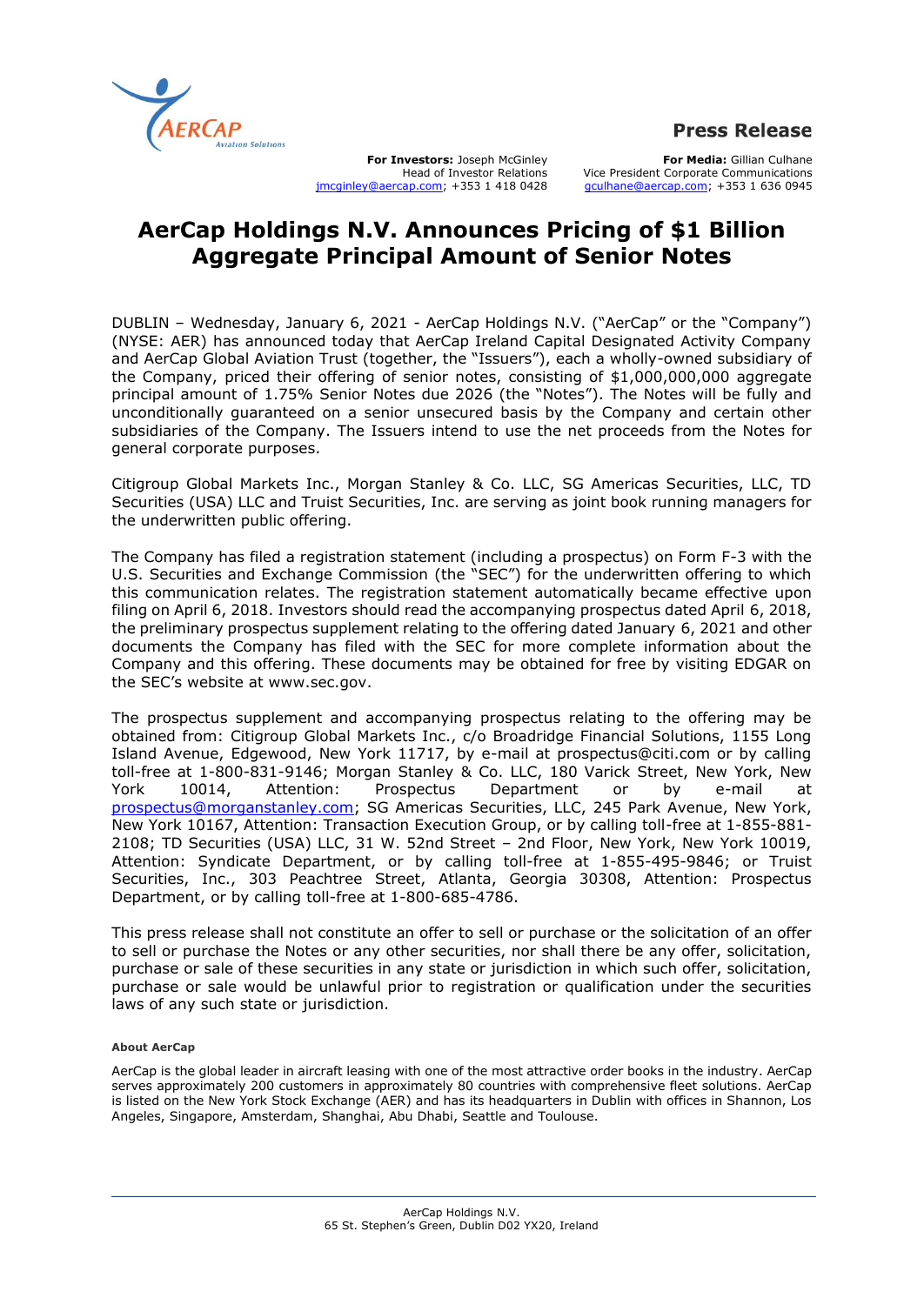**Press Release**

**For Investors:** Joseph McGinley
Head of Investor Relations
jmcginley@aercap.com; +353 1 418 0428

**For Media:** Gillian Culhane
Vice President Corporate Communications
gculhane@aercap.com; +353 1 636 0945

# AerCap Holdings N.V. Announces Pricing of $1 Billion Aggregate Principal Amount of Senior Notes

DUBLIN – Wednesday, January 6, 2021 - AerCap Holdings N.V. ("AerCap" or the "Company") (NYSE: AER) has announced today that AerCap Ireland Capital Designated Activity Company and AerCap Global Aviation Trust (together, the "Issuers"), each a wholly-owned subsidiary of the Company, priced their offering of senior notes, consisting of $1,000,000,000 aggregate principal amount of 1.75% Senior Notes due 2026 (the "Notes"). The Notes will be fully and unconditionally guaranteed on a senior unsecured basis by the Company and certain other subsidiaries of the Company. The Issuers intend to use the net proceeds from the Notes for general corporate purposes.

Citigroup Global Markets Inc., Morgan Stanley & Co. LLC, SG Americas Securities, LLC, TD Securities (USA) LLC and Truist Securities, Inc. are serving as joint book running managers for the underwritten public offering.

The Company has filed a registration statement (including a prospectus) on Form F-3 with the U.S. Securities and Exchange Commission (the "SEC") for the underwritten offering to which this communication relates. The registration statement automatically became effective upon filing on April 6, 2018. Investors should read the accompanying prospectus dated April 6, 2018, the preliminary prospectus supplement relating to the offering dated January 6, 2021 and other documents the Company has filed with the SEC for more complete information about the Company and this offering. These documents may be obtained for free by visiting EDGAR on the SEC's website at www.sec.gov.

The prospectus supplement and accompanying prospectus relating to the offering may be obtained from: Citigroup Global Markets Inc., c/o Broadridge Financial Solutions, 1155 Long Island Avenue, Edgewood, New York 11717, by e-mail at prospectus@citi.com or by calling toll-free at 1-800-831-9146; Morgan Stanley & Co. LLC, 180 Varick Street, New York, New York 10014, Attention: Prospectus Department or by e-mail at prospectus@morganstanley.com; SG Americas Securities, LLC, 245 Park Avenue, New York, New York 10167, Attention: Transaction Execution Group, or by calling toll-free at 1-855-881-2108; TD Securities (USA) LLC, 31 W. 52nd Street – 2nd Floor, New York, New York 10019, Attention: Syndicate Department, or by calling toll-free at 1-855-495-9846; or Truist Securities, Inc., 303 Peachtree Street, Atlanta, Georgia 30308, Attention: Prospectus Department, or by calling toll-free at 1-800-685-4786.

This press release shall not constitute an offer to sell or purchase or the solicitation of an offer to sell or purchase the Notes or any other securities, nor shall there be any offer, solicitation, purchase or sale of these securities in any state or jurisdiction in which such offer, solicitation, purchase or sale would be unlawful prior to registration or qualification under the securities laws of any such state or jurisdiction.

**About AerCap**

AerCap is the global leader in aircraft leasing with one of the most attractive order books in the industry. AerCap serves approximately 200 customers in approximately 80 countries with comprehensive fleet solutions. AerCap is listed on the New York Stock Exchange (AER) and has its headquarters in Dublin with offices in Shannon, Los Angeles, Singapore, Amsterdam, Shanghai, Abu Dhabi, Seattle and Toulouse.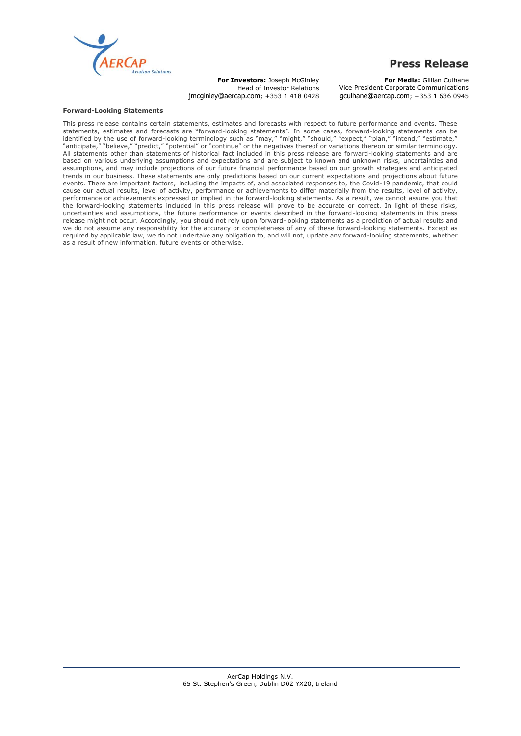# Press Release

**For Investors:** Joseph McGinley
Head of Investor Relations
jmcginley@aercap.com; +353 1 418 0428

**For Media:** Gillian Culhane
Vice President Corporate Communications
gculhane@aercap.com; +353 1 636 0945

**Forward-Looking Statements**

This press release contains certain statements, estimates and forecasts with respect to future performance and events. These statements, estimates and forecasts are "forward-looking statements". In some cases, forward-looking statements can be identified by the use of forward-looking terminology such as "may," "might," "should," "expect," "plan," "intend," "estimate," "anticipate," "believe," "predict," "potential" or "continue" or the negatives thereof or variations thereon or similar terminology. All statements other than statements of historical fact included in this press release are forward-looking statements and are based on various underlying assumptions and expectations and are subject to known and unknown risks, uncertainties and assumptions, and may include projections of our future financial performance based on our growth strategies and anticipated trends in our business. These statements are only predictions based on our current expectations and projections about future events. There are important factors, including the impacts of, and associated responses to, the Covid-19 pandemic, that could cause our actual results, level of activity, performance or achievements to differ materially from the results, level of activity, performance or achievements expressed or implied in the forward-looking statements. As a result, we cannot assure you that the forward-looking statements included in this press release will prove to be accurate or correct. In light of these risks, uncertainties and assumptions, the future performance or events described in the forward-looking statements in this press release might not occur. Accordingly, you should not rely upon forward-looking statements as a prediction of actual results and we do not assume any responsibility for the accuracy or completeness of any of these forward-looking statements. Except as required by applicable law, we do not undertake any obligation to, and will not, update any forward-looking statements, whether as a result of new information, future events or otherwise.

AerCap Holdings N.V.
65 St. Stephen's Green, Dublin D02 YX20, Ireland